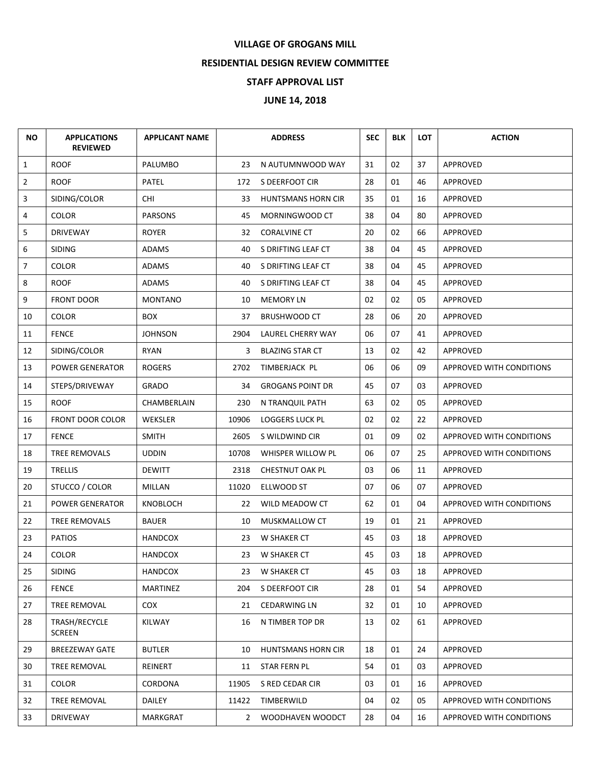# VILLAGE OF GROGANS MILL

## RESIDENTIAL DESIGN REVIEW COMMITTEE

## STAFF APPROVAL LIST

## JUNE 14, 2018

| NO | APPLICATIONS REVIEWED | APPLICANT NAME | ADDRESS | | SEC | BLK | LOT | ACTION |
|---|---|---|---|---|---|---|---|---|
| 1 | ROOF | PALUMBO | 23 | N AUTUMNWOOD WAY | 31 | 02 | 37 | APPROVED |
| 2 | ROOF | PATEL | 172 | S DEERFOOT CIR | 28 | 01 | 46 | APPROVED |
| 3 | SIDING/COLOR | CHI | 33 | HUNTSMANS HORN CIR | 35 | 01 | 16 | APPROVED |
| 4 | COLOR | PARSONS | 45 | MORNINGWOOD CT | 38 | 04 | 80 | APPROVED |
| 5 | DRIVEWAY | ROYER | 32 | CORALVINE CT | 20 | 02 | 66 | APPROVED |
| 6 | SIDING | ADAMS | 40 | S DRIFTING LEAF CT | 38 | 04 | 45 | APPROVED |
| 7 | COLOR | ADAMS | 40 | S DRIFTING LEAF CT | 38 | 04 | 45 | APPROVED |
| 8 | ROOF | ADAMS | 40 | S DRIFTING LEAF CT | 38 | 04 | 45 | APPROVED |
| 9 | FRONT DOOR | MONTANO | 10 | MEMORY LN | 02 | 02 | 05 | APPROVED |
| 10 | COLOR | BOX | 37 | BRUSHWOOD CT | 28 | 06 | 20 | APPROVED |
| 11 | FENCE | JOHNSON | 2904 | LAUREL CHERRY WAY | 06 | 07 | 41 | APPROVED |
| 12 | SIDING/COLOR | RYAN | 3 | BLAZING STAR CT | 13 | 02 | 42 | APPROVED |
| 13 | POWER GENERATOR | ROGERS | 2702 | TIMBERJACK PL | 06 | 06 | 09 | APPROVED WITH CONDITIONS |
| 14 | STEPS/DRIVEWAY | GRADO | 34 | GROGANS POINT DR | 45 | 07 | 03 | APPROVED |
| 15 | ROOF | CHAMBERLAIN | 230 | N TRANQUIL PATH | 63 | 02 | 05 | APPROVED |
| 16 | FRONT DOOR COLOR | WEKSLER | 10906 | LOGGERS LUCK PL | 02 | 02 | 22 | APPROVED |
| 17 | FENCE | SMITH | 2605 | S WILDWIND CIR | 01 | 09 | 02 | APPROVED WITH CONDITIONS |
| 18 | TREE REMOVALS | UDDIN | 10708 | WHISPER WILLOW PL | 06 | 07 | 25 | APPROVED WITH CONDITIONS |
| 19 | TRELLIS | DEWITT | 2318 | CHESTNUT OAK PL | 03 | 06 | 11 | APPROVED |
| 20 | STUCCO / COLOR | MILLAN | 11020 | ELLWOOD ST | 07 | 06 | 07 | APPROVED |
| 21 | POWER GENERATOR | KNOBLOCH | 22 | WILD MEADOW CT | 62 | 01 | 04 | APPROVED WITH CONDITIONS |
| 22 | TREE REMOVALS | BAUER | 10 | MUSKMALLOW CT | 19 | 01 | 21 | APPROVED |
| 23 | PATIOS | HANDCOX | 23 | W SHAKER CT | 45 | 03 | 18 | APPROVED |
| 24 | COLOR | HANDCOX | 23 | W SHAKER CT | 45 | 03 | 18 | APPROVED |
| 25 | SIDING | HANDCOX | 23 | W SHAKER CT | 45 | 03 | 18 | APPROVED |
| 26 | FENCE | MARTINEZ | 204 | S DEERFOOT CIR | 28 | 01 | 54 | APPROVED |
| 27 | TREE REMOVAL | COX | 21 | CEDARWING LN | 32 | 01 | 10 | APPROVED |
| 28 | TRASH/RECYCLE SCREEN | KILWAY | 16 | N TIMBER TOP DR | 13 | 02 | 61 | APPROVED |
| 29 | BREEZEWAY GATE | BUTLER | 10 | HUNTSMANS HORN CIR | 18 | 01 | 24 | APPROVED |
| 30 | TREE REMOVAL | REINERT | 11 | STAR FERN PL | 54 | 01 | 03 | APPROVED |
| 31 | COLOR | CORDONA | 11905 | S RED CEDAR CIR | 03 | 01 | 16 | APPROVED |
| 32 | TREE REMOVAL | DAILEY | 11422 | TIMBERWILD | 04 | 02 | 05 | APPROVED WITH CONDITIONS |
| 33 | DRIVEWAY | MARKGRAT | 2 | WOODHAVEN WOODCT | 28 | 04 | 16 | APPROVED WITH CONDITIONS |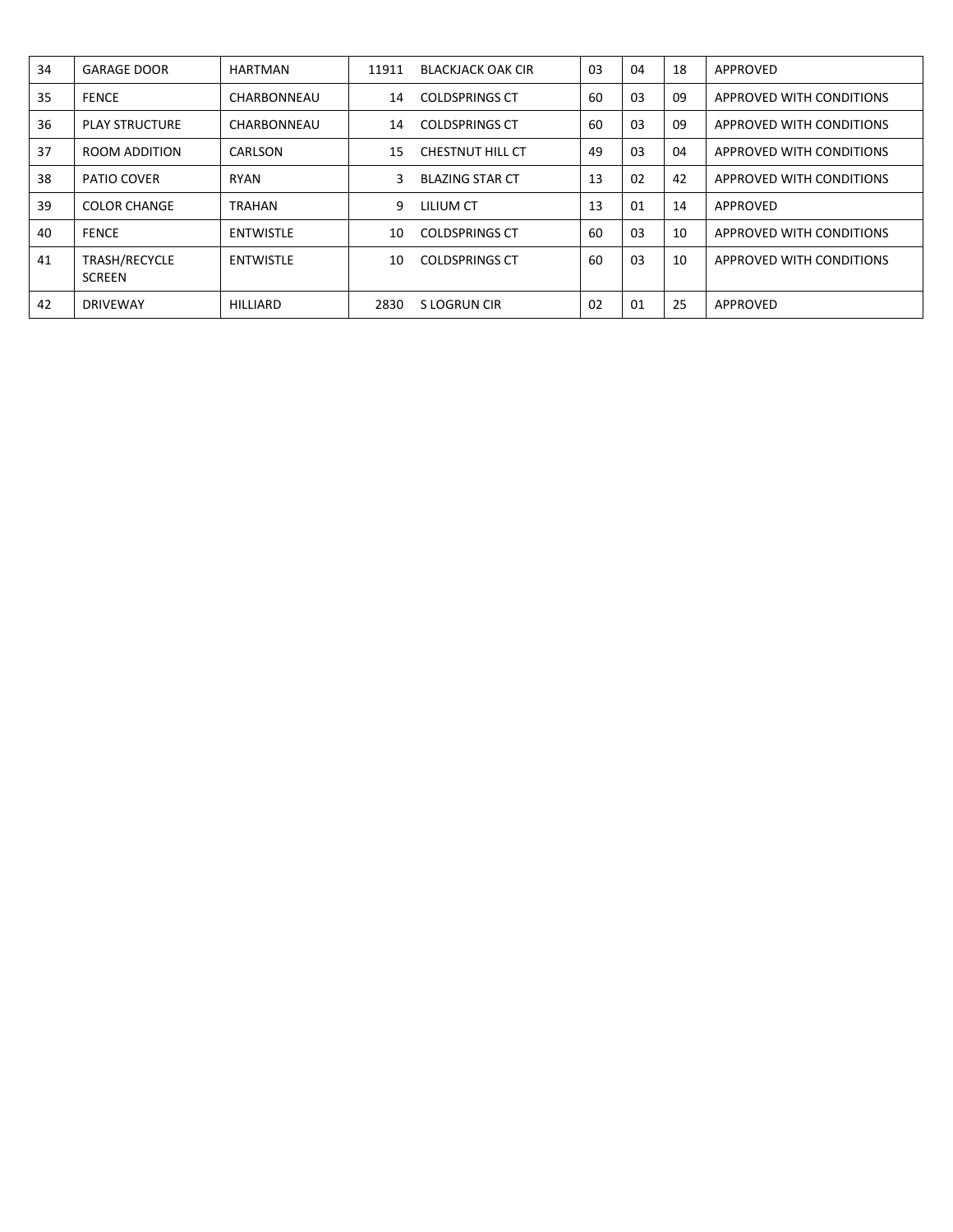| | | | | | | | | |
|---|---|---|---|---|---|---|---|---|
| 34 | GARAGE DOOR | HARTMAN | 11911 | BLACKJACK OAK CIR | 03 | 04 | 18 | APPROVED |
| 35 | FENCE | CHARBONNEAU | 14 | COLDSPRINGS CT | 60 | 03 | 09 | APPROVED WITH CONDITIONS |
| 36 | PLAY STRUCTURE | CHARBONNEAU | 14 | COLDSPRINGS CT | 60 | 03 | 09 | APPROVED WITH CONDITIONS |
| 37 | ROOM ADDITION | CARLSON | 15 | CHESTNUT HILL CT | 49 | 03 | 04 | APPROVED WITH CONDITIONS |
| 38 | PATIO COVER | RYAN | 3 | BLAZING STAR CT | 13 | 02 | 42 | APPROVED WITH CONDITIONS |
| 39 | COLOR CHANGE | TRAHAN | 9 | LILIUM CT | 13 | 01 | 14 | APPROVED |
| 40 | FENCE | ENTWISTLE | 10 | COLDSPRINGS CT | 60 | 03 | 10 | APPROVED WITH CONDITIONS |
| 41 | TRASH/RECYCLE SCREEN | ENTWISTLE | 10 | COLDSPRINGS CT | 60 | 03 | 10 | APPROVED WITH CONDITIONS |
| 42 | DRIVEWAY | HILLIARD | 2830 | S LOGRUN CIR | 02 | 01 | 25 | APPROVED |